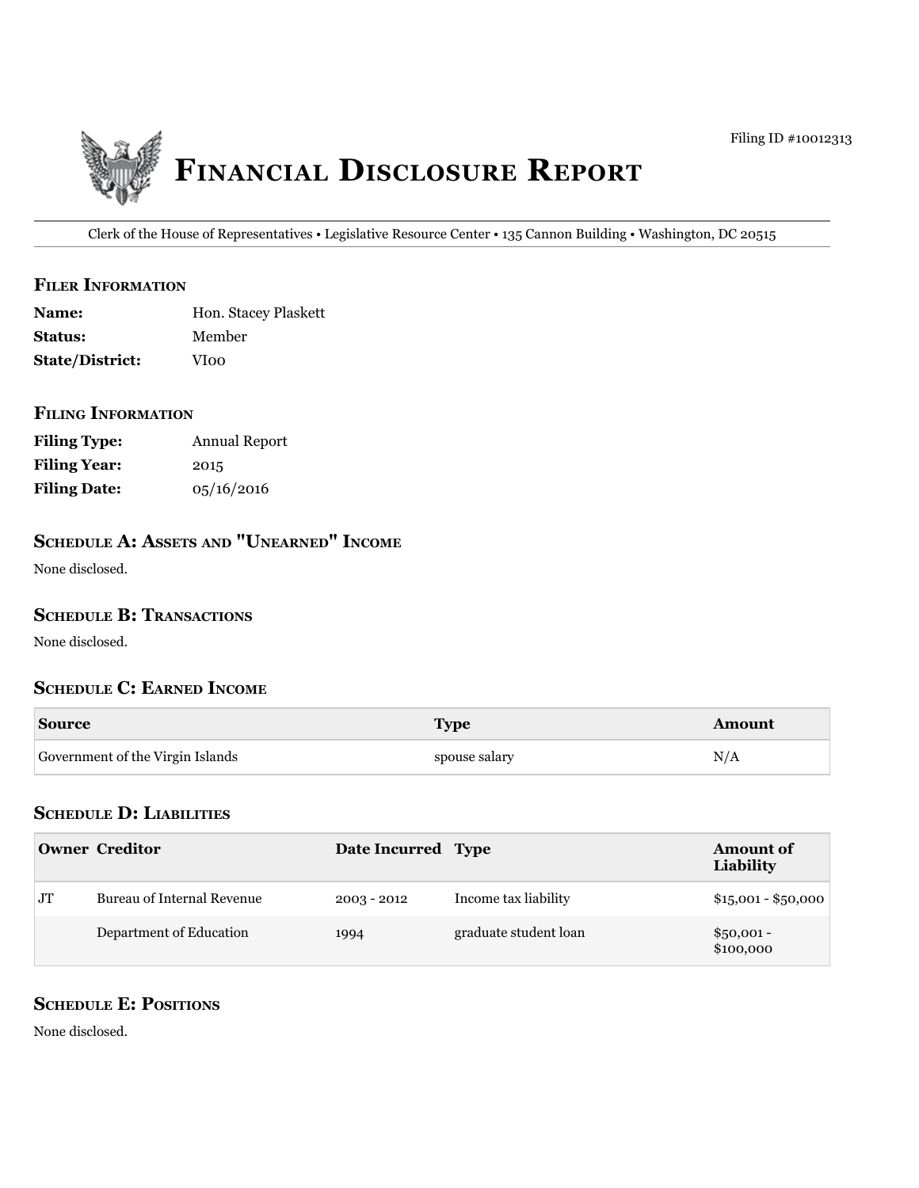Filing ID #10012313

# Financial Disclosure Report

Clerk of the House of Representatives • Legislative Resource Center • 135 Cannon Building • Washington, DC 20515

## Filer Information

**Name:** Hon. Stacey Plaskett
**Status:** Member
**State/District:** VI00

## Filing Information

**Filing Type:** Annual Report
**Filing Year:** 2015
**Filing Date:** 05/16/2016

## Schedule A: Assets and "Unearned" Income

None disclosed.

## Schedule B: Transactions

None disclosed.

## Schedule C: Earned Income

| Source | Type | Amount |
| --- | --- | --- |
| Government of the Virgin Islands | spouse salary | N/A |

## Schedule D: Liabilities

| Owner | Creditor | Date Incurred | Type | Amount of Liability |
| --- | --- | --- | --- | --- |
| JT | Bureau of Internal Revenue | 2003 - 2012 | Income tax liability | $15,001 - $50,000 |
| | Department of Education | 1994 | graduate student loan | $50,001 - $100,000 |

## Schedule E: Positions

None disclosed.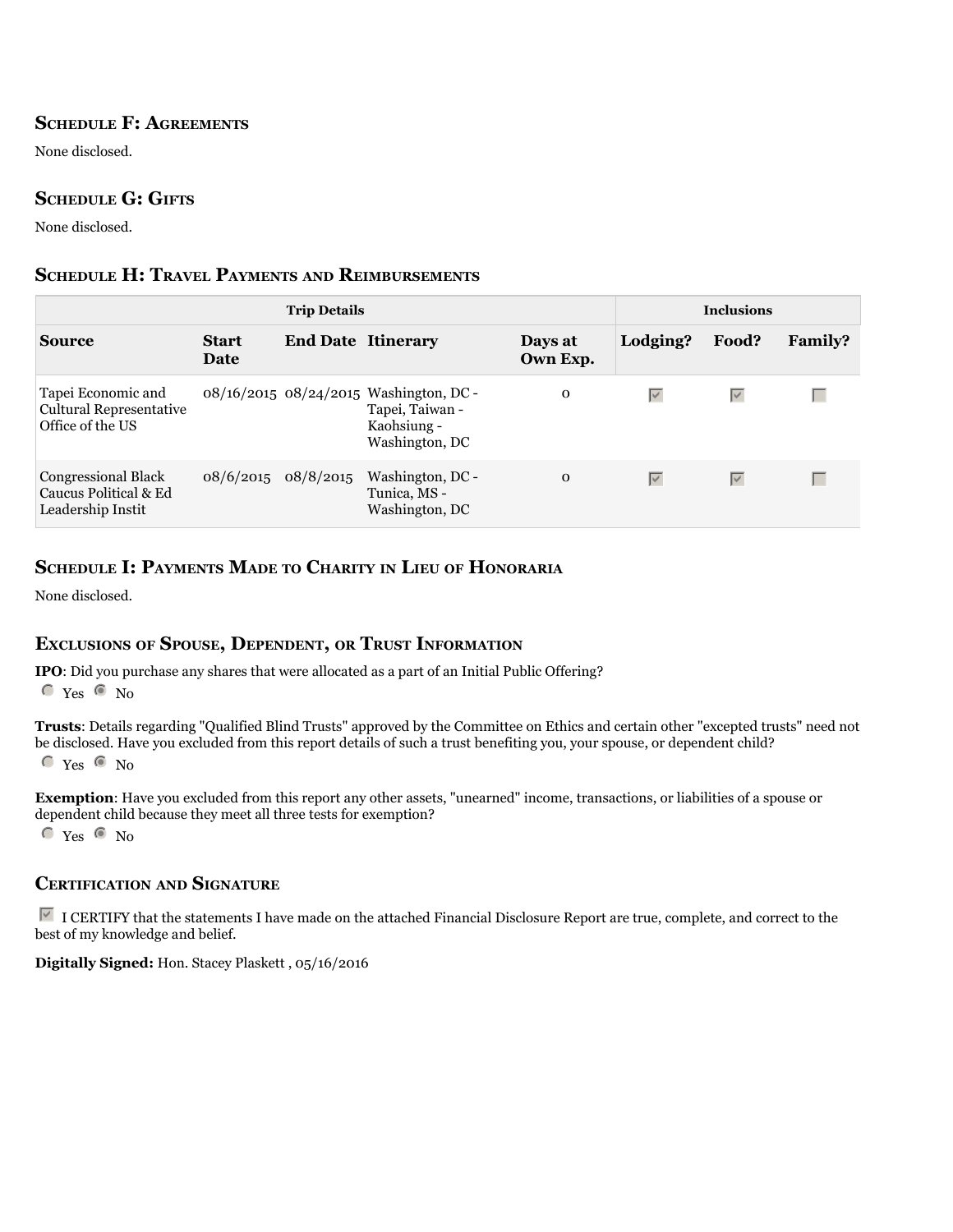## Schedule F: Agreements

None disclosed.

## Schedule G: Gifts

None disclosed.

## Schedule H: Travel Payments and Reimbursements

| Trip Details | | | | | Inclusions | | |
|---|---|---|---|---|---|---|---|
| **Source** | **Start Date** | **End Date** | **Itinerary** | **Days at Own Exp.** | **Lodging?** | **Food?** | **Family?** |
| Tapei Economic and Cultural Representative Office of the US | 08/16/2015 | 08/24/2015 | Washington, DC - Tapei, Taiwan - Kaohsiung - Washington, DC | 0 | ☑ | ☑ | ☐ |
| Congressional Black Caucus Political & Ed Leadership Instit | 08/6/2015 | 08/8/2015 | Washington, DC - Tunica, MS - Washington, DC | 0 | ☑ | ☑ | ☐ |

## Schedule I: Payments Made to Charity in Lieu of Honoraria

None disclosed.

## Exclusions of Spouse, Dependent, or Trust Information

**IPO**: Did you purchase any shares that were allocated as a part of an Initial Public Offering?

○ Yes ◉ No

**Trusts**: Details regarding "Qualified Blind Trusts" approved by the Committee on Ethics and certain other "excepted trusts" need not be disclosed. Have you excluded from this report details of such a trust benefiting you, your spouse, or dependent child?

○ Yes ◉ No

**Exemption**: Have you excluded from this report any other assets, "unearned" income, transactions, or liabilities of a spouse or dependent child because they meet all three tests for exemption?

○ Yes ◉ No

## Certification and Signature

☑ I CERTIFY that the statements I have made on the attached Financial Disclosure Report are true, complete, and correct to the best of my knowledge and belief.

**Digitally Signed:** Hon. Stacey Plaskett , 05/16/2016